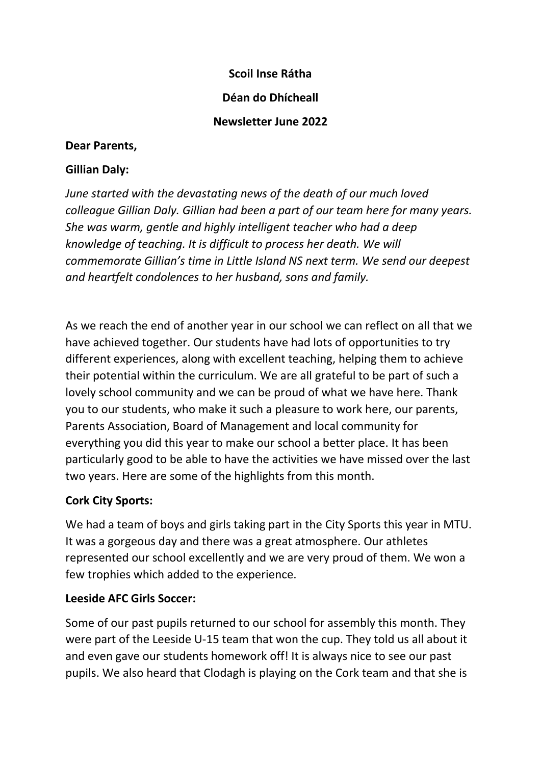**Scoil Inse Rátha**

**Déan do Dhícheall**

**Newsletter June 2022**

**Dear Parents,**

**Gillian Daly:**

*June started with the devastating news of the death of our much loved colleague Gillian Daly. Gillian had been a part of our team here for many years. She was warm, gentle and highly intelligent teacher who had a deep knowledge of teaching. It is difficult to process her death. We will commemorate Gillian's time in Little Island NS next term. We send our deepest and heartfelt condolences to her husband, sons and family.*

As we reach the end of another year in our school we can reflect on all that we have achieved together. Our students have had lots of opportunities to try different experiences, along with excellent teaching, helping them to achieve their potential within the curriculum. We are all grateful to be part of such a lovely school community and we can be proud of what we have here. Thank you to our students, who make it such a pleasure to work here, our parents, Parents Association, Board of Management and local community for everything you did this year to make our school a better place. It has been particularly good to be able to have the activities we have missed over the last two years. Here are some of the highlights from this month.

**Cork City Sports:**

We had a team of boys and girls taking part in the City Sports this year in MTU. It was a gorgeous day and there was a great atmosphere. Our athletes represented our school excellently and we are very proud of them. We won a few trophies which added to the experience.

**Leeside AFC Girls Soccer:**

Some of our past pupils returned to our school for assembly this month. They were part of the Leeside U-15 team that won the cup. They told us all about it and even gave our students homework off! It is always nice to see our past pupils. We also heard that Clodagh is playing on the Cork team and that she is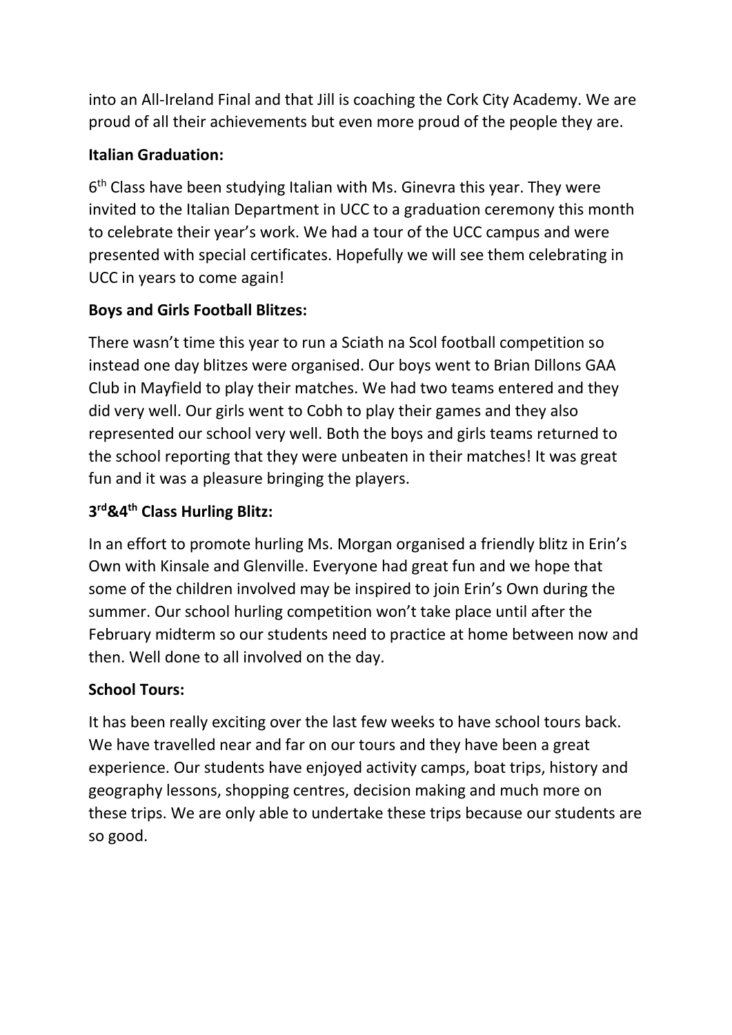into an All-Ireland Final and that Jill is coaching the Cork City Academy. We are proud of all their achievements but even more proud of the people they are.

**Italian Graduation:**

6th Class have been studying Italian with Ms. Ginevra this year. They were invited to the Italian Department in UCC to a graduation ceremony this month to celebrate their year's work. We had a tour of the UCC campus and were presented with special certificates. Hopefully we will see them celebrating in UCC in years to come again!

**Boys and Girls Football Blitzes:**

There wasn't time this year to run a Sciath na Scol football competition so instead one day blitzes were organised. Our boys went to Brian Dillons GAA Club in Mayfield to play their matches. We had two teams entered and they did very well. Our girls went to Cobh to play their games and they also represented our school very well. Both the boys and girls teams returned to the school reporting that they were unbeaten in their matches! It was great fun and it was a pleasure bringing the players.

**3rd&4th Class Hurling Blitz:**

In an effort to promote hurling Ms. Morgan organised a friendly blitz in Erin's Own with Kinsale and Glenville. Everyone had great fun and we hope that some of the children involved may be inspired to join Erin's Own during the summer. Our school hurling competition won't take place until after the February midterm so our students need to practice at home between now and then. Well done to all involved on the day.

**School Tours:**

It has been really exciting over the last few weeks to have school tours back. We have travelled near and far on our tours and they have been a great experience. Our students have enjoyed activity camps, boat trips, history and geography lessons, shopping centres, decision making and much more on these trips. We are only able to undertake these trips because our students are so good.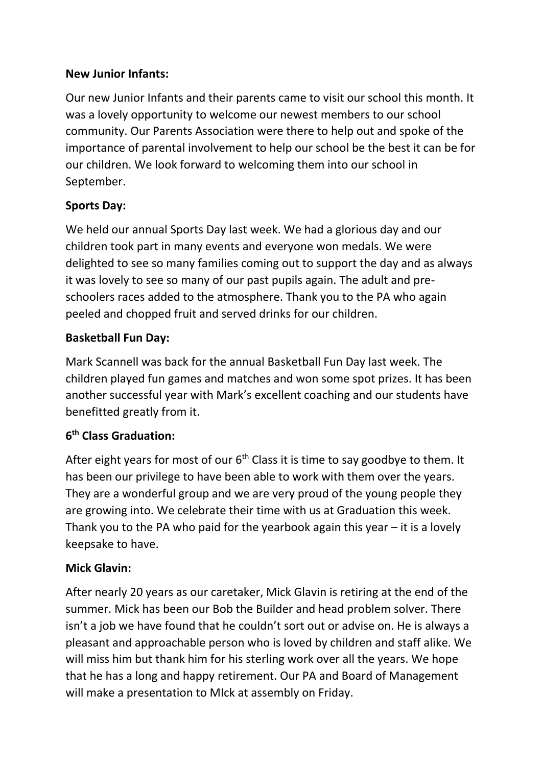**New Junior Infants:**

Our new Junior Infants and their parents came to visit our school this month. It was a lovely opportunity to welcome our newest members to our school community. Our Parents Association were there to help out and spoke of the importance of parental involvement to help our school be the best it can be for our children. We look forward to welcoming them into our school in September.

**Sports Day:**

We held our annual Sports Day last week. We had a glorious day and our children took part in many events and everyone won medals. We were delighted to see so many families coming out to support the day and as always it was lovely to see so many of our past pupils again. The adult and pre-schoolers races added to the atmosphere. Thank you to the PA who again peeled and chopped fruit and served drinks for our children.

**Basketball Fun Day:**

Mark Scannell was back for the annual Basketball Fun Day last week. The children played fun games and matches and won some spot prizes. It has been another successful year with Mark's excellent coaching and our students have benefitted greatly from it.

**6th Class Graduation:**

After eight years for most of our 6th Class it is time to say goodbye to them. It has been our privilege to have been able to work with them over the years. They are a wonderful group and we are very proud of the young people they are growing into. We celebrate their time with us at Graduation this week. Thank you to the PA who paid for the yearbook again this year – it is a lovely keepsake to have.

**Mick Glavin:**

After nearly 20 years as our caretaker, Mick Glavin is retiring at the end of the summer. Mick has been our Bob the Builder and head problem solver. There isn't a job we have found that he couldn't sort out or advise on. He is always a pleasant and approachable person who is loved by children and staff alike. We will miss him but thank him for his sterling work over all the years. We hope that he has a long and happy retirement. Our PA and Board of Management will make a presentation to MIck at assembly on Friday.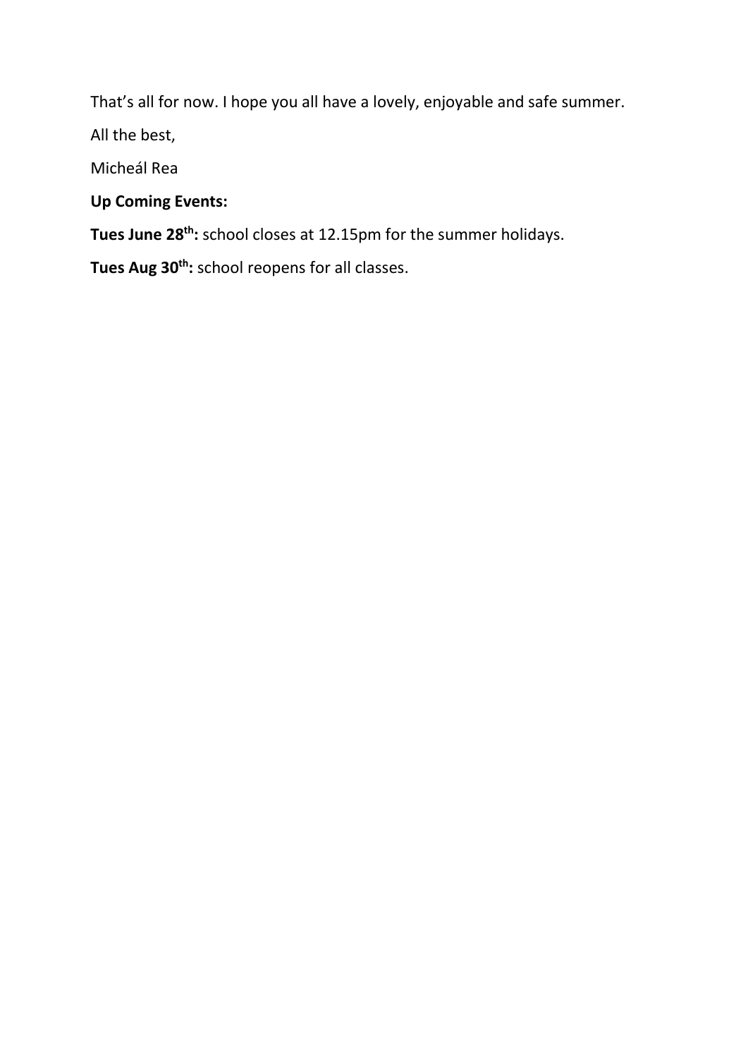That's all for now. I hope you all have a lovely, enjoyable and safe summer.

All the best,

Micheál Rea

**Up Coming Events:**

**Tues June 28th:** school closes at 12.15pm for the summer holidays.

**Tues Aug 30th:** school reopens for all classes.